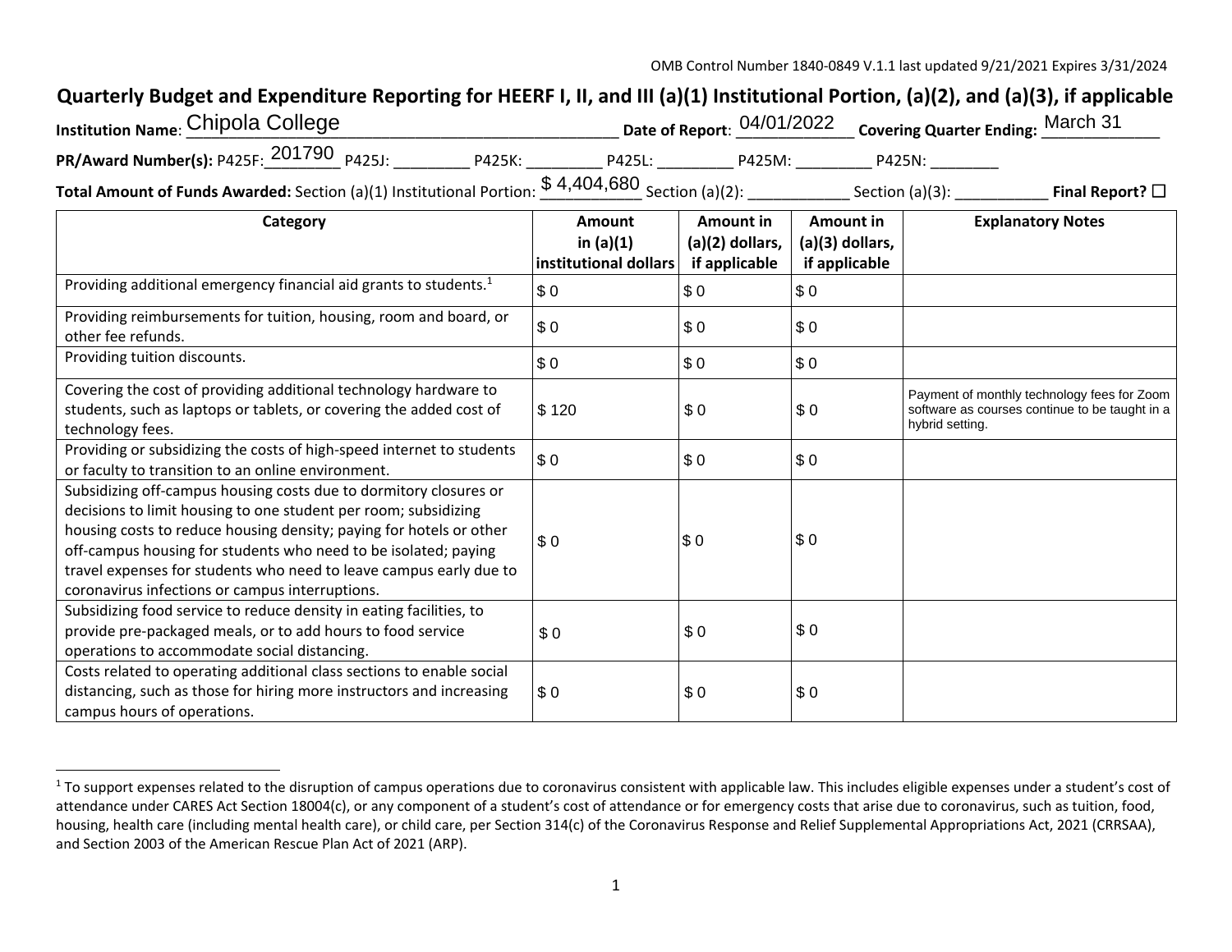OMB Control Number 1840-0849 V.1.1 last updated 9/21/2021 Expires 3/31/2024

# Quarterly Budget and Expenditure Reporting for HEERF I, II, and III (a)(1) Institutional Portion, (a)(2), and (a)(3), if applicable

**Institution Name**: Chipola College **Date of Report**: 04/01/2022 **Covering Quarter Ending:** March 31

**PR/Award Number(s):** P425F: 201790 P425J: _________ P425K: _________ P425L: _________ P425M: _________ P425N: ________

**Total Amount of Funds Awarded:** Section (a)(1) Institutional Portion: $ 4,404,680 Section (a)(2): ___________ Section (a)(3): ___________ **Final Report?** ☐

| Category | Amount in (a)(1) institutional dollars | Amount in (a)(2) dollars, if applicable | Amount in (a)(3) dollars, if applicable | Explanatory Notes |
|---|---|---|---|---|
| Providing additional emergency financial aid grants to students.[1] | $ 0 | $ 0 | $ 0 | |
| Providing reimbursements for tuition, housing, room and board, or other fee refunds. | $ 0 | $ 0 | $ 0 | |
| Providing tuition discounts. | $ 0 | $ 0 | $ 0 | |
| Covering the cost of providing additional technology hardware to students, such as laptops or tablets, or covering the added cost of technology fees. | $ 120 | $ 0 | $ 0 | Payment of monthly technology fees for Zoom software as courses continue to be taught in a hybrid setting. |
| Providing or subsidizing the costs of high-speed internet to students or faculty to transition to an online environment. | $ 0 | $ 0 | $ 0 | |
| Subsidizing off-campus housing costs due to dormitory closures or decisions to limit housing to one student per room; subsidizing housing costs to reduce housing density; paying for hotels or other off-campus housing for students who need to be isolated; paying travel expenses for students who need to leave campus early due to coronavirus infections or campus interruptions. | $ 0 | $ 0 | $ 0 | |
| Subsidizing food service to reduce density in eating facilities, to provide pre-packaged meals, or to add hours to food service operations to accommodate social distancing. | $ 0 | $ 0 | $ 0 | |
| Costs related to operating additional class sections to enable social distancing, such as those for hiring more instructors and increasing campus hours of operations. | $ 0 | $ 0 | $ 0 | |

[1] To support expenses related to the disruption of campus operations due to coronavirus consistent with applicable law. This includes eligible expenses under a student's cost of attendance under CARES Act Section 18004(c), or any component of a student's cost of attendance or for emergency costs that arise due to coronavirus, such as tuition, food, housing, health care (including mental health care), or child care, per Section 314(c) of the Coronavirus Response and Relief Supplemental Appropriations Act, 2021 (CRRSAA), and Section 2003 of the American Rescue Plan Act of 2021 (ARP).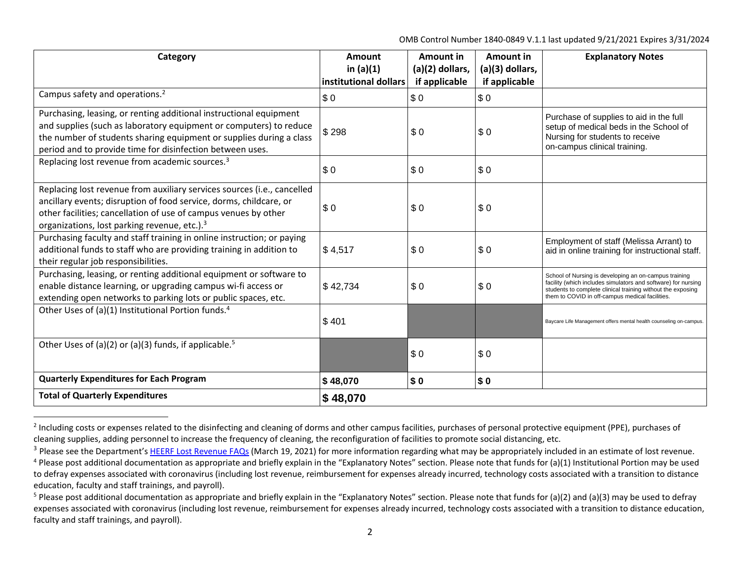OMB Control Number 1840-0849 V.1.1 last updated 9/21/2021 Expires 3/31/2024

| Category | Amount in (a)(1) institutional dollars | Amount in (a)(2) dollars, if applicable | Amount in (a)(3) dollars, if applicable | Explanatory Notes |
|---|---|---|---|---|
| Campus safety and operations.[2] | $ 0 | $ 0 | $ 0 | |
| Purchasing, leasing, or renting additional instructional equipment and supplies (such as laboratory equipment or computers) to reduce the number of students sharing equipment or supplies during a class period and to provide time for disinfection between uses. | $ 298 | $ 0 | $ 0 | Purchase of supplies to aid in the full setup of medical beds in the School of Nursing for students to receive on-campus clinical training. |
| Replacing lost revenue from academic sources.[3] | $ 0 | $ 0 | $ 0 | |
| Replacing lost revenue from auxiliary services sources (i.e., cancelled ancillary events; disruption of food service, dorms, childcare, or other facilities; cancellation of use of campus venues by other organizations, lost parking revenue, etc.).[3] | $ 0 | $ 0 | $ 0 | |
| Purchasing faculty and staff training in online instruction; or paying additional funds to staff who are providing training in addition to their regular job responsibilities. | $ 4,517 | $ 0 | $ 0 | Employment of staff (Melissa Arrant) to aid in online training for instructional staff. |
| Purchasing, leasing, or renting additional equipment or software to enable distance learning, or upgrading campus wi-fi access or extending open networks to parking lots or public spaces, etc. | $ 42,734 | $ 0 | $ 0 | School of Nursing is developing an on-campus training facility (which includes simulators and software) for nursing students to complete clinical training without the exposing them to COVID in off-campus medical facilities. |
| Other Uses of (a)(1) Institutional Portion funds.[4] | $ 401 | | | Baycare Life Management offers mental health counseling on-campus. |
| Other Uses of (a)(2) or (a)(3) funds, if applicable.[5] | | $ 0 | $ 0 | |
| **Quarterly Expenditures for Each Program** | **$ 48,070** | **$ 0** | **$ 0** | |
| **Total of Quarterly Expenditures** | **$ 48,070** | | | |

[2] Including costs or expenses related to the disinfecting and cleaning of dorms and other campus facilities, purchases of personal protective equipment (PPE), purchases of cleaning supplies, adding personnel to increase the frequency of cleaning, the reconfiguration of facilities to promote social distancing, etc.

[3] Please see the Department's HEERF Lost Revenue FAQs (March 19, 2021) for more information regarding what may be appropriately included in an estimate of lost revenue.

[4] Please post additional documentation as appropriate and briefly explain in the "Explanatory Notes" section. Please note that funds for (a)(1) Institutional Portion may be used to defray expenses associated with coronavirus (including lost revenue, reimbursement for expenses already incurred, technology costs associated with a transition to distance education, faculty and staff trainings, and payroll).

[5] Please post additional documentation as appropriate and briefly explain in the "Explanatory Notes" section. Please note that funds for (a)(2) and (a)(3) may be used to defray expenses associated with coronavirus (including lost revenue, reimbursement for expenses already incurred, technology costs associated with a transition to distance education, faculty and staff trainings, and payroll).